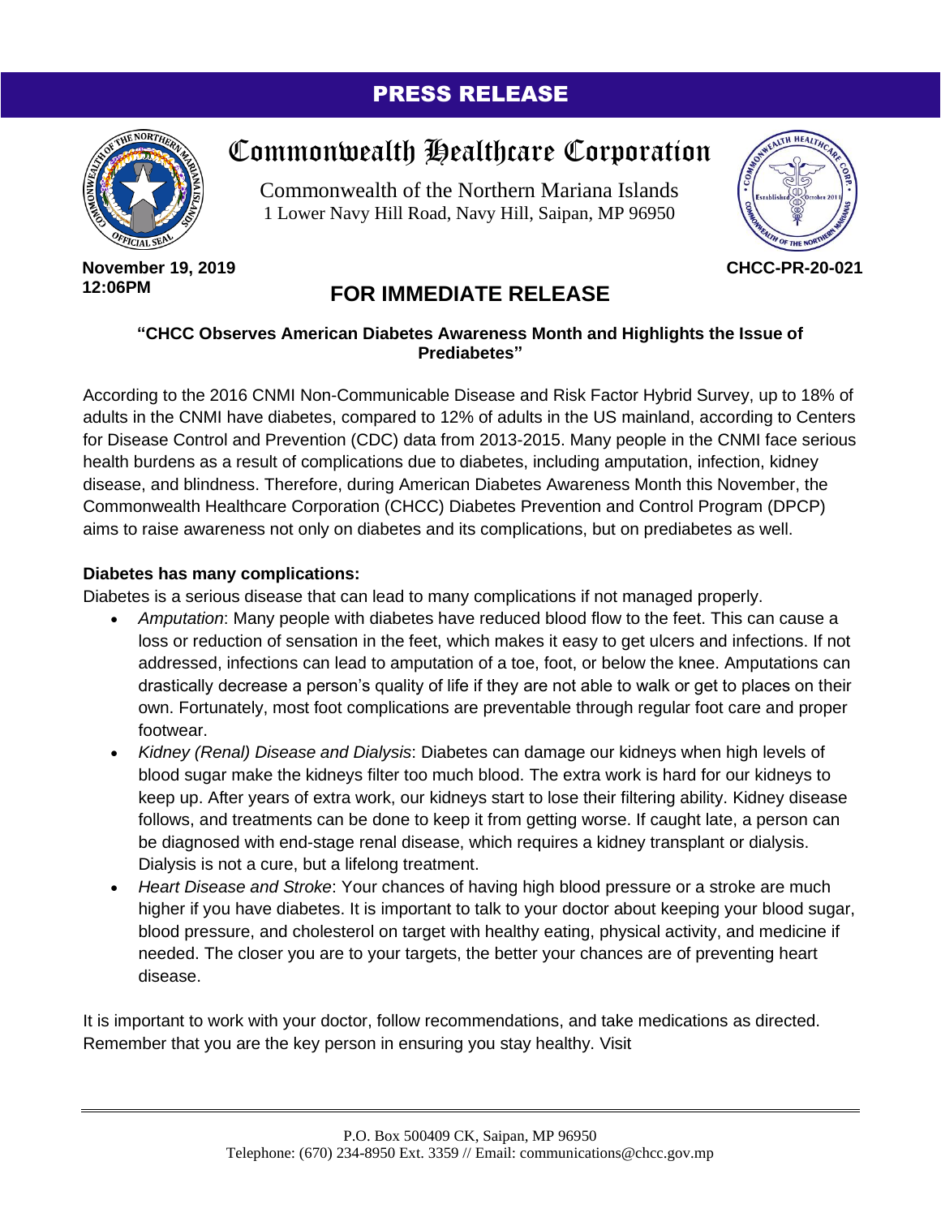# PRESS RELEASE

## Commonwealth Healthcare Corporation

Commonwealth of the Northern Mariana Islands
1 Lower Navy Hill Road, Navy Hill, Saipan, MP 96950

**November 19, 2019**
**12:06PM**

**CHCC-PR-20-021**

## FOR IMMEDIATE RELEASE

**"CHCC Observes American Diabetes Awareness Month and Highlights the Issue of Prediabetes"**

According to the 2016 CNMI Non-Communicable Disease and Risk Factor Hybrid Survey, up to 18% of adults in the CNMI have diabetes, compared to 12% of adults in the US mainland, according to Centers for Disease Control and Prevention (CDC) data from 2013-2015. Many people in the CNMI face serious health burdens as a result of complications due to diabetes, including amputation, infection, kidney disease, and blindness. Therefore, during American Diabetes Awareness Month this November, the Commonwealth Healthcare Corporation (CHCC) Diabetes Prevention and Control Program (DPCP) aims to raise awareness not only on diabetes and its complications, but on prediabetes as well.

**Diabetes has many complications:**

Diabetes is a serious disease that can lead to many complications if not managed properly.

- *Amputation*: Many people with diabetes have reduced blood flow to the feet. This can cause a loss or reduction of sensation in the feet, which makes it easy to get ulcers and infections. If not addressed, infections can lead to amputation of a toe, foot, or below the knee. Amputations can drastically decrease a person's quality of life if they are not able to walk or get to places on their own. Fortunately, most foot complications are preventable through regular foot care and proper footwear.
- *Kidney (Renal) Disease and Dialysis*: Diabetes can damage our kidneys when high levels of blood sugar make the kidneys filter too much blood. The extra work is hard for our kidneys to keep up. After years of extra work, our kidneys start to lose their filtering ability. Kidney disease follows, and treatments can be done to keep it from getting worse. If caught late, a person can be diagnosed with end-stage renal disease, which requires a kidney transplant or dialysis. Dialysis is not a cure, but a lifelong treatment.
- *Heart Disease and Stroke*: Your chances of having high blood pressure or a stroke are much higher if you have diabetes. It is important to talk to your doctor about keeping your blood sugar, blood pressure, and cholesterol on target with healthy eating, physical activity, and medicine if needed. The closer you are to your targets, the better your chances are of preventing heart disease.

It is important to work with your doctor, follow recommendations, and take medications as directed. Remember that you are the key person in ensuring you stay healthy. Visit

P.O. Box 500409 CK, Saipan, MP 96950
Telephone: (670) 234-8950 Ext. 3359 // Email: communications@chcc.gov.mp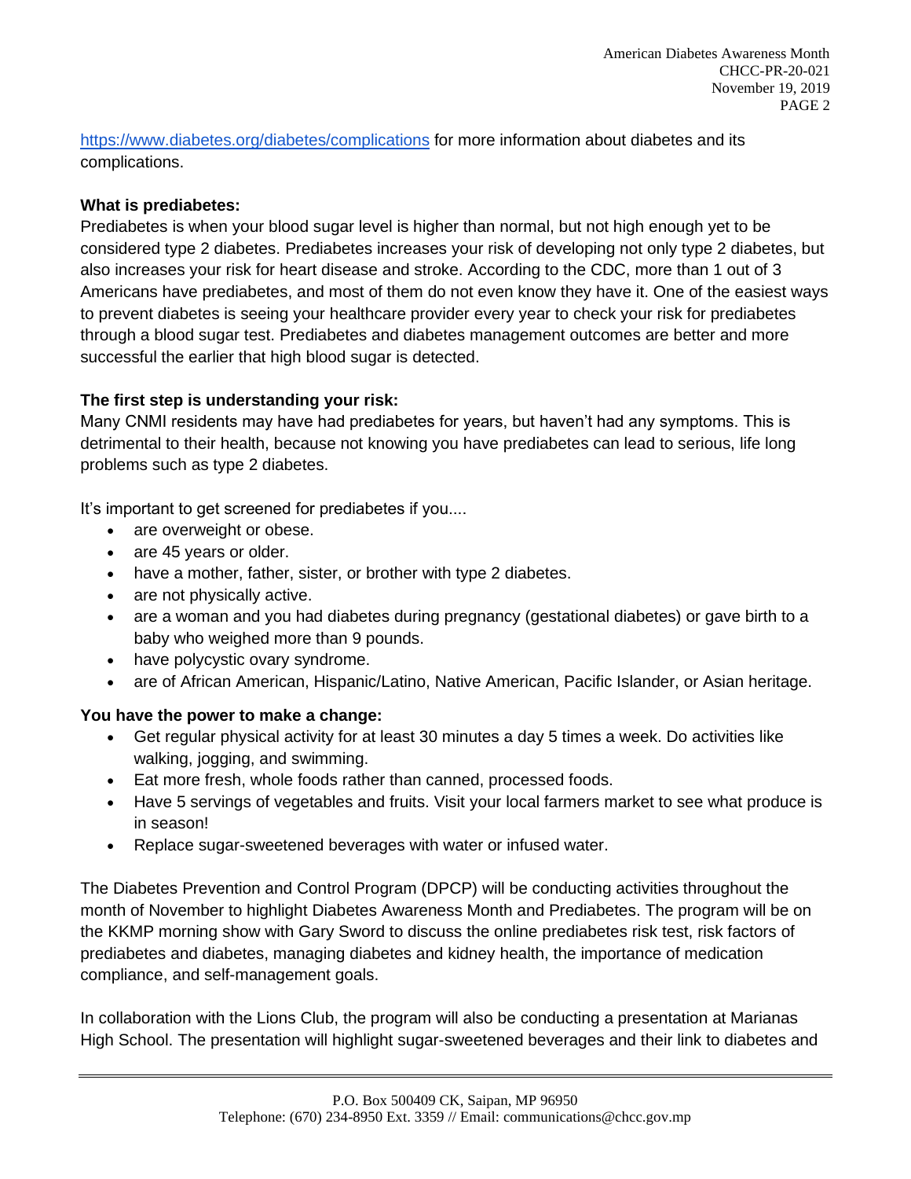https://www.diabetes.org/diabetes/complications for more information about diabetes and its complications.

**What is prediabetes:**

Prediabetes is when your blood sugar level is higher than normal, but not high enough yet to be considered type 2 diabetes. Prediabetes increases your risk of developing not only type 2 diabetes, but also increases your risk for heart disease and stroke. According to the CDC, more than 1 out of 3 Americans have prediabetes, and most of them do not even know they have it. One of the easiest ways to prevent diabetes is seeing your healthcare provider every year to check your risk for prediabetes through a blood sugar test. Prediabetes and diabetes management outcomes are better and more successful the earlier that high blood sugar is detected.

**The first step is understanding your risk:**

Many CNMI residents may have had prediabetes for years, but haven't had any symptoms. This is detrimental to their health, because not knowing you have prediabetes can lead to serious, life long problems such as type 2 diabetes.

It's important to get screened for prediabetes if you....

- are overweight or obese.
- are 45 years or older.
- have a mother, father, sister, or brother with type 2 diabetes.
- are not physically active.
- are a woman and you had diabetes during pregnancy (gestational diabetes) or gave birth to a baby who weighed more than 9 pounds.
- have polycystic ovary syndrome.
- are of African American, Hispanic/Latino, Native American, Pacific Islander, or Asian heritage.

**You have the power to make a change:**

- Get regular physical activity for at least 30 minutes a day 5 times a week. Do activities like walking, jogging, and swimming.
- Eat more fresh, whole foods rather than canned, processed foods.
- Have 5 servings of vegetables and fruits. Visit your local farmers market to see what produce is in season!
- Replace sugar-sweetened beverages with water or infused water.

The Diabetes Prevention and Control Program (DPCP) will be conducting activities throughout the month of November to highlight Diabetes Awareness Month and Prediabetes. The program will be on the KKMP morning show with Gary Sword to discuss the online prediabetes risk test, risk factors of prediabetes and diabetes, managing diabetes and kidney health, the importance of medication compliance, and self-management goals.

In collaboration with the Lions Club, the program will also be conducting a presentation at Marianas High School. The presentation will highlight sugar-sweetened beverages and their link to diabetes and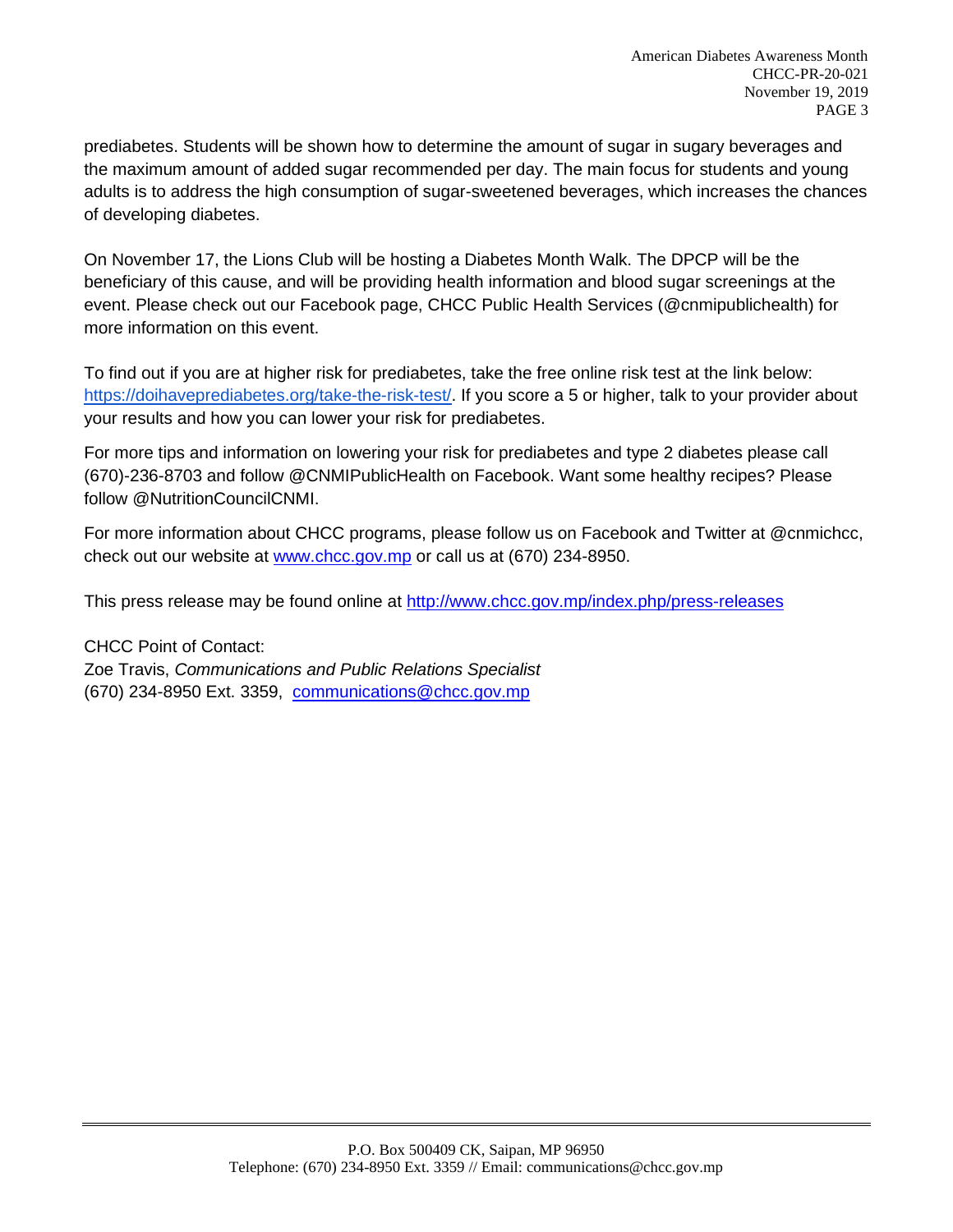prediabetes. Students will be shown how to determine the amount of sugar in sugary beverages and the maximum amount of added sugar recommended per day. The main focus for students and young adults is to address the high consumption of sugar-sweetened beverages, which increases the chances of developing diabetes.

On November 17, the Lions Club will be hosting a Diabetes Month Walk. The DPCP will be the beneficiary of this cause, and will be providing health information and blood sugar screenings at the event. Please check out our Facebook page, CHCC Public Health Services (@cnmipublichealth) for more information on this event.

To find out if you are at higher risk for prediabetes, take the free online risk test at the link below: [https://doihaveprediabetes.org/take-the-risk-test/](https://doihaveprediabetes.org/take-the-risk-test/). If you score a 5 or higher, talk to your provider about your results and how you can lower your risk for prediabetes.

For more tips and information on lowering your risk for prediabetes and type 2 diabetes please call (670)-236-8703 and follow @CNMIPublicHealth on Facebook. Want some healthy recipes? Please follow @NutritionCouncilCNMI.

For more information about CHCC programs, please follow us on Facebook and Twitter at @cnmichcc, check out our website at [www.chcc.gov.mp](http://www.chcc.gov.mp) or call us at (670) 234-8950.

This press release may be found online at [http://www.chcc.gov.mp/index.php/press-releases](http://www.chcc.gov.mp/index.php/press-releases)

CHCC Point of Contact:
Zoe Travis, *Communications and Public Relations Specialist*
(670) 234-8950 Ext. 3359, [communications@chcc.gov.mp](mailto:communications@chcc.gov.mp)